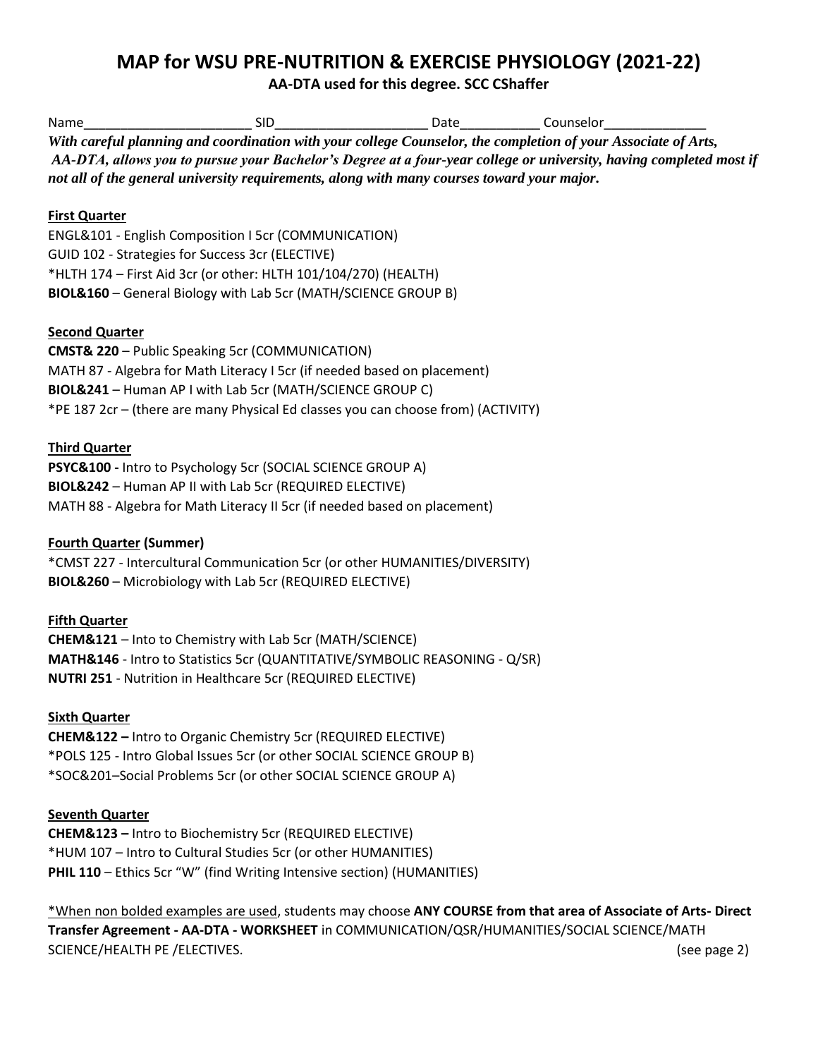# MAP for WSU PRE-NUTRITION & EXERCISE PHYSIOLOGY (2021-22)

**AA-DTA used for this degree. SCC CShaffer**

Name________________________ SID_____________________ Date___________ Counselor______________

***With careful planning and coordination with your college Counselor, the completion of your Associate of Arts, AA-DTA, allows you to pursue your Bachelor's Degree at a four-year college or university, having completed most if not all of the general university requirements, along with many courses toward your major.***

**First Quarter**

ENGL&101 - English Composition I 5cr (COMMUNICATION)
GUID 102 - Strategies for Success 3cr (ELECTIVE)
*HLTH 174 – First Aid 3cr (or other: HLTH 101/104/270) (HEALTH)
**BIOL&160** – General Biology with Lab 5cr (MATH/SCIENCE GROUP B)

**Second Quarter**

**CMST& 220** – Public Speaking 5cr (COMMUNICATION)
MATH 87 - Algebra for Math Literacy I 5cr (if needed based on placement)
**BIOL&241** – Human AP I with Lab 5cr (MATH/SCIENCE GROUP C)
*PE 187 2cr – (there are many Physical Ed classes you can choose from) (ACTIVITY)

**Third Quarter**

**PSYC&100 -** Intro to Psychology 5cr (SOCIAL SCIENCE GROUP A)
**BIOL&242** – Human AP II with Lab 5cr (REQUIRED ELECTIVE)
MATH 88 - Algebra for Math Literacy II 5cr (if needed based on placement)

**Fourth Quarter (Summer)**

*CMST 227 - Intercultural Communication 5cr (or other HUMANITIES/DIVERSITY)
**BIOL&260** – Microbiology with Lab 5cr (REQUIRED ELECTIVE)

**Fifth Quarter**

**CHEM&121** – Into to Chemistry with Lab 5cr (MATH/SCIENCE)
**MATH&146** - Intro to Statistics 5cr (QUANTITATIVE/SYMBOLIC REASONING - Q/SR)
**NUTRI 251** - Nutrition in Healthcare 5cr (REQUIRED ELECTIVE)

**Sixth Quarter**

**CHEM&122 –** Intro to Organic Chemistry 5cr (REQUIRED ELECTIVE)
*POLS 125 - Intro Global Issues 5cr (or other SOCIAL SCIENCE GROUP B)
*SOC&201–Social Problems 5cr (or other SOCIAL SCIENCE GROUP A)

**Seventh Quarter**

**CHEM&123 –** Intro to Biochemistry 5cr (REQUIRED ELECTIVE)
*HUM 107 – Intro to Cultural Studies 5cr (or other HUMANITIES)
**PHIL 110** – Ethics 5cr "W" (find Writing Intensive section) (HUMANITIES)

*When non bolded examples are used, students may choose **ANY COURSE from that area of Associate of Arts- Direct Transfer Agreement - AA-DTA - WORKSHEET** in COMMUNICATION/QSR/HUMANITIES/SOCIAL SCIENCE/MATH SCIENCE/HEALTH PE /ELECTIVES. (see page 2)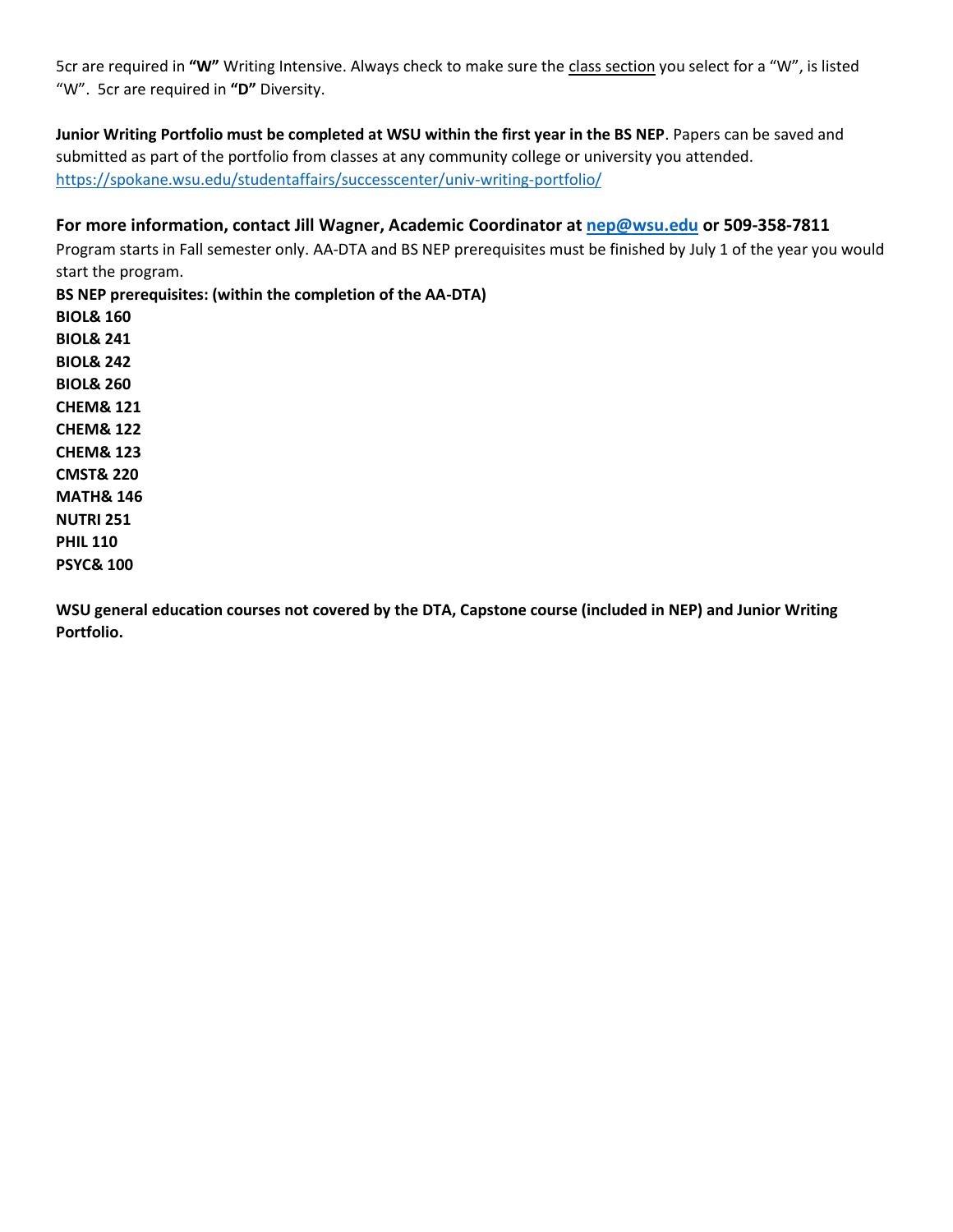5cr are required in **"W"** Writing Intensive. Always check to make sure the class section you select for a "W", is listed "W". 5cr are required in **"D"** Diversity.

**Junior Writing Portfolio must be completed at WSU within the first year in the BS NEP**. Papers can be saved and submitted as part of the portfolio from classes at any community college or university you attended. https://spokane.wsu.edu/studentaffairs/successcenter/univ-writing-portfolio/

### For more information, contact Jill Wagner, Academic Coordinator at nep@wsu.edu or 509-358-7811

Program starts in Fall semester only. AA-DTA and BS NEP prerequisites must be finished by July 1 of the year you would start the program.

**BS NEP prerequisites: (within the completion of the AA-DTA)**

**BIOL& 160**
**BIOL& 241**
**BIOL& 242**
**BIOL& 260**
**CHEM& 121**
**CHEM& 122**
**CHEM& 123**
**CMST& 220**
**MATH& 146**
**NUTRI 251**
**PHIL 110**
**PSYC& 100**

**WSU general education courses not covered by the DTA, Capstone course (included in NEP) and Junior Writing Portfolio.**